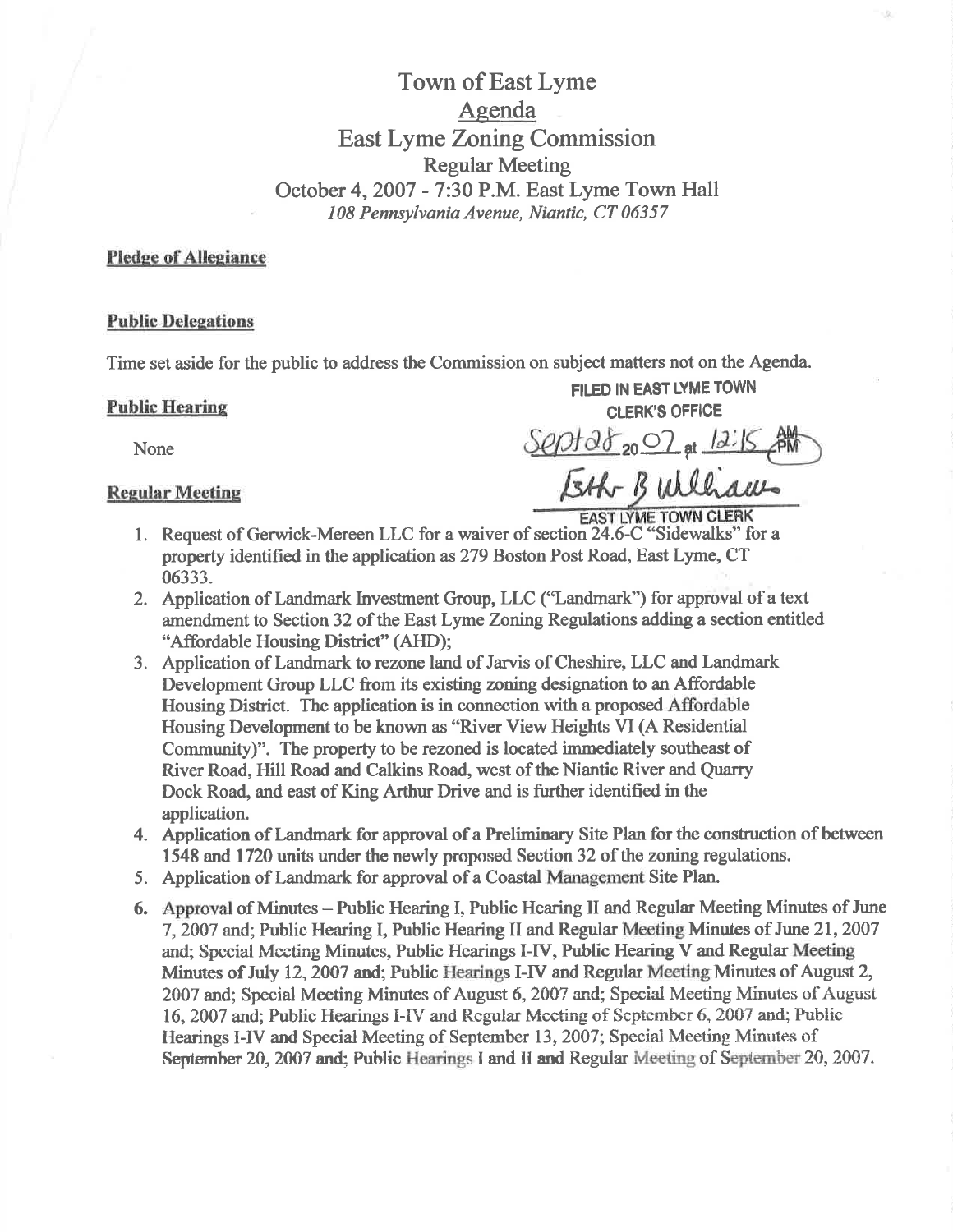# Town of East Lyme
## Agenda
## East Lyme Zoning Commission
### Regular Meeting
### October 4, 2007 - 7:30 P.M. East Lyme Town Hall
*108 Pennsylvania Avenue, Niantic, CT 06357*

**Pledge of Allegiance**

**Public Delegations**

Time set aside for the public to address the Commission on subject matters not on the Agenda.

FILED IN EAST LYME TOWN CLERK'S OFFICE

Sept 28 2007 at 12:15 PM

Esther B Williams

EAST LYME TOWN CLERK

**Public Hearing**

None

**Regular Meeting**

1. Request of Gerwick-Mereen LLC for a waiver of section 24.6-C "Sidewalks" for a property identified in the application as 279 Boston Post Road, East Lyme, CT 06333.
2. Application of Landmark Investment Group, LLC ("Landmark") for approval of a text amendment to Section 32 of the East Lyme Zoning Regulations adding a section entitled "Affordable Housing District" (AHD);
3. Application of Landmark to rezone land of Jarvis of Cheshire, LLC and Landmark Development Group LLC from its existing zoning designation to an Affordable Housing District. The application is in connection with a proposed Affordable Housing Development to be known as "River View Heights VI (A Residential Community)". The property to be rezoned is located immediately southeast of River Road, Hill Road and Calkins Road, west of the Niantic River and Quarry Dock Road, and east of King Arthur Drive and is further identified in the application.
4. Application of Landmark for approval of a Preliminary Site Plan for the construction of between 1548 and 1720 units under the newly proposed Section 32 of the zoning regulations.
5. Application of Landmark for approval of a Coastal Management Site Plan.
6. Approval of Minutes – Public Hearing I, Public Hearing II and Regular Meeting Minutes of June 7, 2007 and; Public Hearing I, Public Hearing II and Regular Meeting Minutes of June 21, 2007 and; Special Meeting Minutes, Public Hearings I-IV, Public Hearing V and Regular Meeting Minutes of July 12, 2007 and; Public Hearings I-IV and Regular Meeting Minutes of August 2, 2007 and; Special Meeting Minutes of August 6, 2007 and; Special Meeting Minutes of August 16, 2007 and; Public Hearings I-IV and Regular Meeting of September 6, 2007 and; Public Hearings I-IV and Special Meeting of September 13, 2007; Special Meeting Minutes of September 20, 2007 and; Public Hearings I and II and Regular Meeting of September 20, 2007.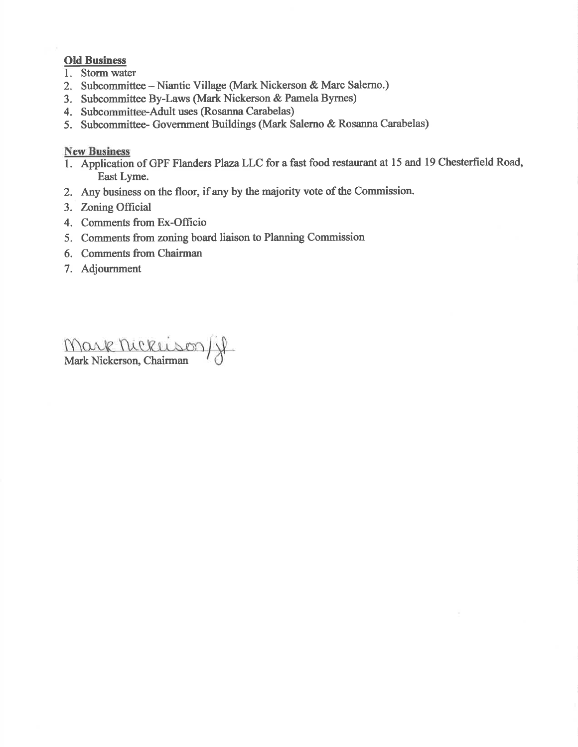**Old Business**

1. Storm water
2. Subcommittee – Niantic Village (Mark Nickerson & Marc Salerno.)
3. Subcommittee By-Laws (Mark Nickerson & Pamela Byrnes)
4. Subcommittee-Adult uses (Rosanna Carabelas)
5. Subcommittee- Government Buildings (Mark Salerno & Rosanna Carabelas)

**New Business**

1. Application of GPF Flanders Plaza LLC for a fast food restaurant at 15 and 19 Chesterfield Road, East Lyme.
2. Any business on the floor, if any by the majority vote of the Commission.
3. Zoning Official
4. Comments from Ex-Officio
5. Comments from zoning board liaison to Planning Commission
6. Comments from Chairman
7. Adjournment

Mark Nickerson/jl

Mark Nickerson, Chairman